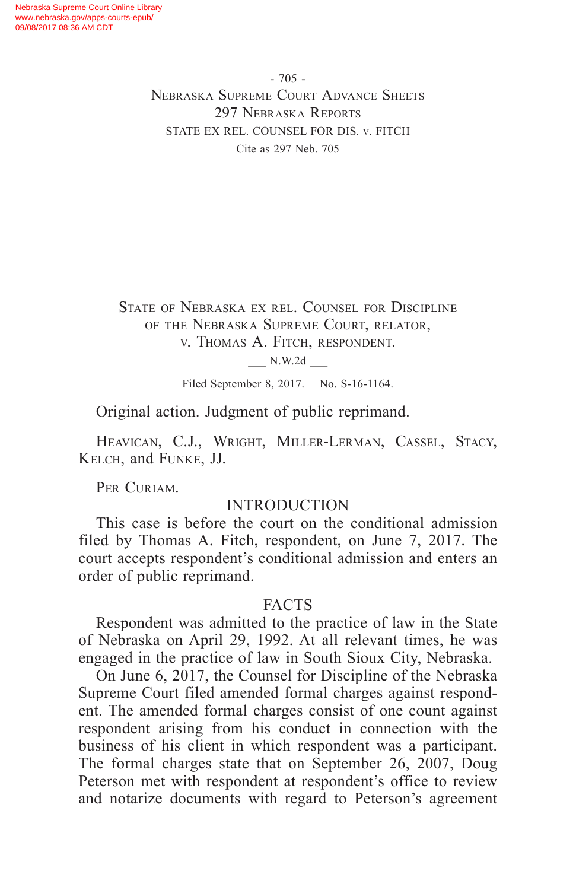STATE OF NEBRASKA EX REL. COUNSEL FOR DISCIPLINE OF THE NEBRASKA SUPREME COURT, RELATOR, v. THOMAS A. FITCH, RESPONDENT.

___ N.W.2d ___

Filed September 8, 2017. No. S-16-1164.

Original action. Judgment of public reprimand.

HEAVICAN, C.J., WRIGHT, MILLER-LERMAN, CASSEL, STACY, KELCH, and FUNKE, JJ.

PER CURIAM.

## INTRODUCTION

This case is before the court on the conditional admission filed by Thomas A. Fitch, respondent, on June 7, 2017. The court accepts respondent's conditional admission and enters an order of public reprimand.

## FACTS

Respondent was admitted to the practice of law in the State of Nebraska on April 29, 1992. At all relevant times, he was engaged in the practice of law in South Sioux City, Nebraska.

On June 6, 2017, the Counsel for Discipline of the Nebraska Supreme Court filed amended formal charges against respondent. The amended formal charges consist of one count against respondent arising from his conduct in connection with the business of his client in which respondent was a participant. The formal charges state that on September 26, 2007, Doug Peterson met with respondent at respondent's office to review and notarize documents with regard to Peterson's agreement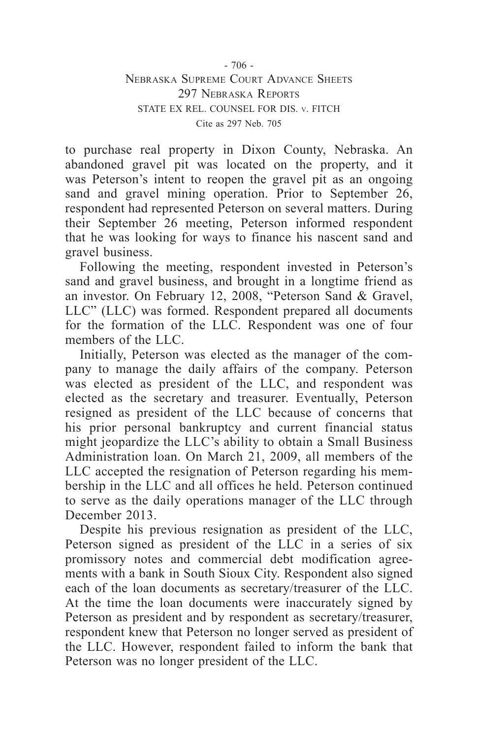to purchase real property in Dixon County, Nebraska. An abandoned gravel pit was located on the property, and it was Peterson's intent to reopen the gravel pit as an ongoing sand and gravel mining operation. Prior to September 26, respondent had represented Peterson on several matters. During their September 26 meeting, Peterson informed respondent that he was looking for ways to finance his nascent sand and gravel business.

Following the meeting, respondent invested in Peterson's sand and gravel business, and brought in a longtime friend as an investor. On February 12, 2008, "Peterson Sand & Gravel, LLC" (LLC) was formed. Respondent prepared all documents for the formation of the LLC. Respondent was one of four members of the LLC.

Initially, Peterson was elected as the manager of the company to manage the daily affairs of the company. Peterson was elected as president of the LLC, and respondent was elected as the secretary and treasurer. Eventually, Peterson resigned as president of the LLC because of concerns that his prior personal bankruptcy and current financial status might jeopardize the LLC's ability to obtain a Small Business Administration loan. On March 21, 2009, all members of the LLC accepted the resignation of Peterson regarding his membership in the LLC and all offices he held. Peterson continued to serve as the daily operations manager of the LLC through December 2013.

Despite his previous resignation as president of the LLC, Peterson signed as president of the LLC in a series of six promissory notes and commercial debt modification agreements with a bank in South Sioux City. Respondent also signed each of the loan documents as secretary/treasurer of the LLC. At the time the loan documents were inaccurately signed by Peterson as president and by respondent as secretary/treasurer, respondent knew that Peterson no longer served as president of the LLC. However, respondent failed to inform the bank that Peterson was no longer president of the LLC.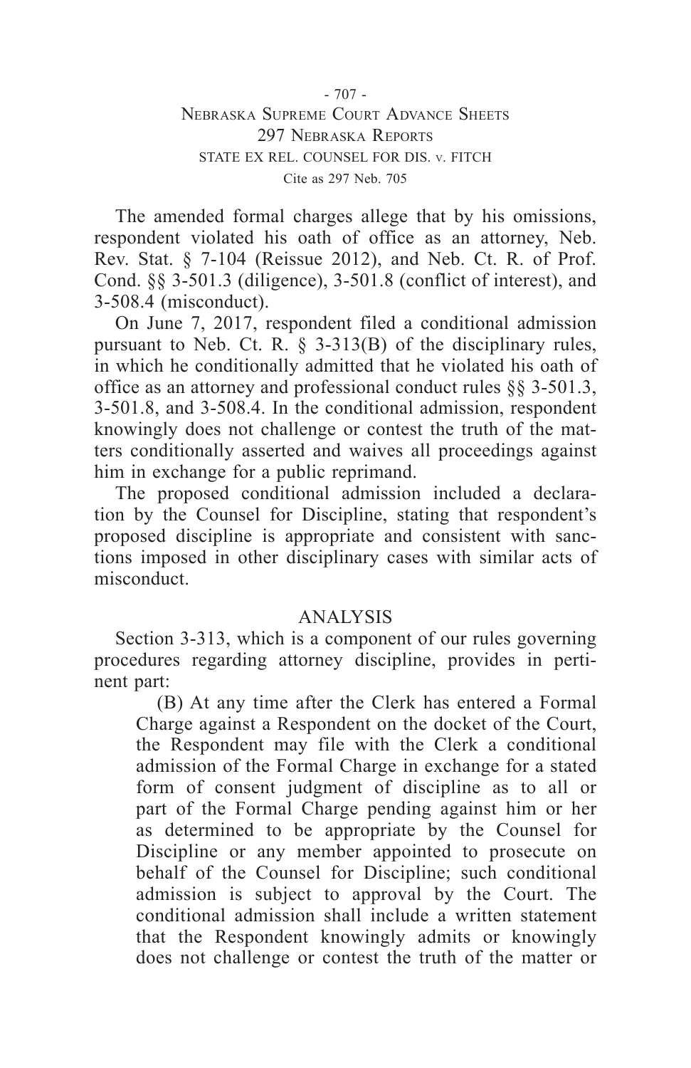The amended formal charges allege that by his omissions, respondent violated his oath of office as an attorney, Neb. Rev. Stat. § 7-104 (Reissue 2012), and Neb. Ct. R. of Prof. Cond. §§ 3-501.3 (diligence), 3-501.8 (conflict of interest), and 3-508.4 (misconduct).

On June 7, 2017, respondent filed a conditional admission pursuant to Neb. Ct. R. § 3-313(B) of the disciplinary rules, in which he conditionally admitted that he violated his oath of office as an attorney and professional conduct rules §§ 3-501.3, 3-501.8, and 3-508.4. In the conditional admission, respondent knowingly does not challenge or contest the truth of the matters conditionally asserted and waives all proceedings against him in exchange for a public reprimand.

The proposed conditional admission included a declaration by the Counsel for Discipline, stating that respondent's proposed discipline is appropriate and consistent with sanctions imposed in other disciplinary cases with similar acts of misconduct.

## ANALYSIS

Section 3-313, which is a component of our rules governing procedures regarding attorney discipline, provides in pertinent part:

> (B) At any time after the Clerk has entered a Formal Charge against a Respondent on the docket of the Court, the Respondent may file with the Clerk a conditional admission of the Formal Charge in exchange for a stated form of consent judgment of discipline as to all or part of the Formal Charge pending against him or her as determined to be appropriate by the Counsel for Discipline or any member appointed to prosecute on behalf of the Counsel for Discipline; such conditional admission is subject to approval by the Court. The conditional admission shall include a written statement that the Respondent knowingly admits or knowingly does not challenge or contest the truth of the matter or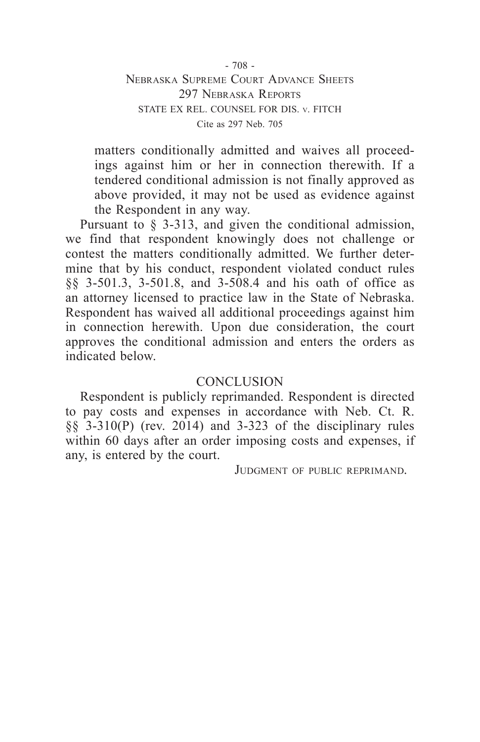> matters conditionally admitted and waives all proceedings against him or her in connection therewith. If a tendered conditional admission is not finally approved as above provided, it may not be used as evidence against the Respondent in any way.

Pursuant to § 3-313, and given the conditional admission, we find that respondent knowingly does not challenge or contest the matters conditionally admitted. We further determine that by his conduct, respondent violated conduct rules §§ 3-501.3, 3-501.8, and 3-508.4 and his oath of office as an attorney licensed to practice law in the State of Nebraska. Respondent has waived all additional proceedings against him in connection herewith. Upon due consideration, the court approves the conditional admission and enters the orders as indicated below.

## CONCLUSION

Respondent is publicly reprimanded. Respondent is directed to pay costs and expenses in accordance with Neb. Ct. R. §§ 3-310(P) (rev. 2014) and 3-323 of the disciplinary rules within 60 days after an order imposing costs and expenses, if any, is entered by the court.

Judgment of public reprimand.